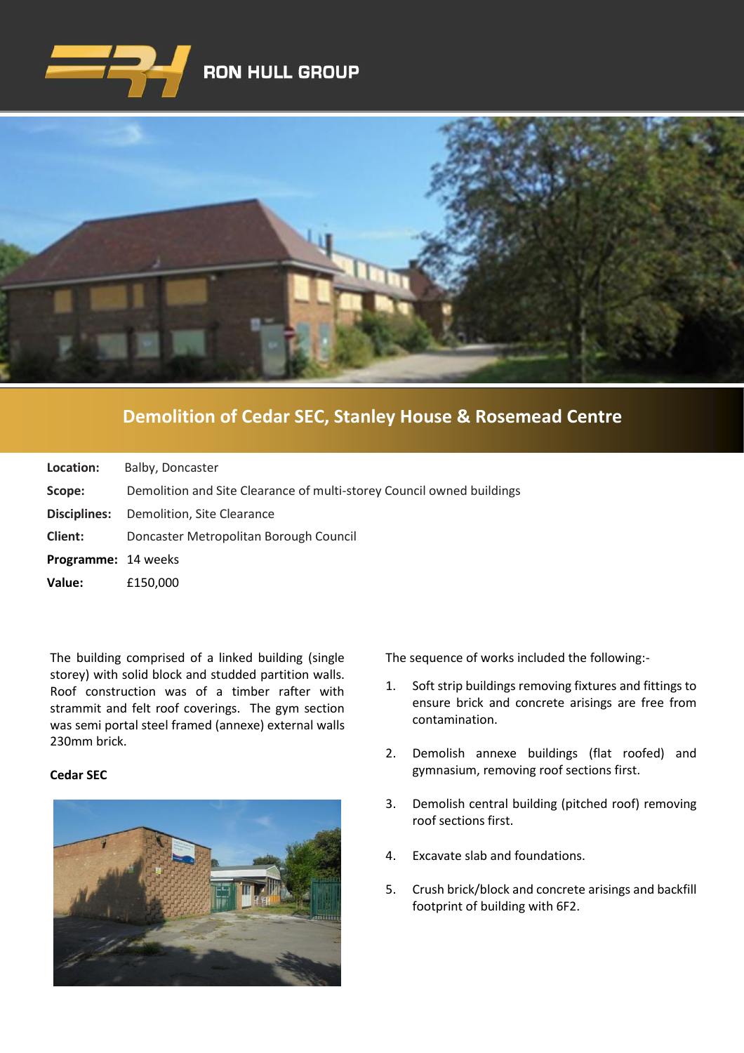RON HULL GROUP

# Demolition of Cedar SEC, Stanley House & Rosemead Centre

**Location:** Balby, Doncaster

**Scope:** Demolition and Site Clearance of multi-storey Council owned buildings

**Disciplines:** Demolition, Site Clearance

**Client:** Doncaster Metropolitan Borough Council

**Programme:** 14 weeks

**Value:** £150,000

The building comprised of a linked building (single storey) with solid block and studded partition walls. Roof construction was of a timber rafter with strammit and felt roof coverings. The gym section was semi portal steel framed (annexe) external walls 230mm brick.

**Cedar SEC**

The sequence of works included the following:-

1. Soft strip buildings removing fixtures and fittings to ensure brick and concrete arisings are free from contamination.

2. Demolish annexe buildings (flat roofed) and gymnasium, removing roof sections first.

3. Demolish central building (pitched roof) removing roof sections first.

4. Excavate slab and foundations.

5. Crush brick/block and concrete arisings and backfill footprint of building with 6F2.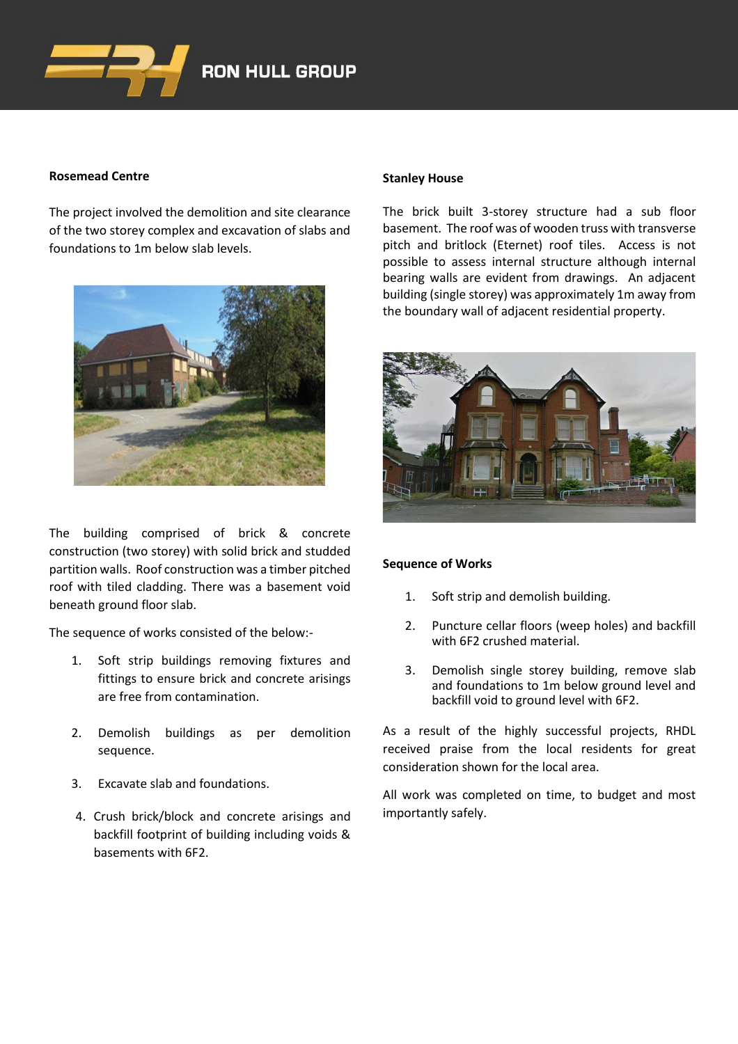## Rosemead Centre

The project involved the demolition and site clearance of the two storey complex and excavation of slabs and foundations to 1m below slab levels.

The building comprised of brick & concrete construction (two storey) with solid brick and studded partition walls. Roof construction was a timber pitched roof with tiled cladding. There was a basement void beneath ground floor slab.

The sequence of works consisted of the below:-

1. Soft strip buildings removing fixtures and fittings to ensure brick and concrete arisings are free from contamination.
2. Demolish buildings as per demolition sequence.
3. Excavate slab and foundations.
4. Crush brick/block and concrete arisings and backfill footprint of building including voids & basements with 6F2.

## Stanley House

The brick built 3-storey structure had a sub floor basement. The roof was of wooden truss with transverse pitch and britlock (Eternet) roof tiles. Access is not possible to assess internal structure although internal bearing walls are evident from drawings. An adjacent building (single storey) was approximately 1m away from the boundary wall of adjacent residential property.

### Sequence of Works

1. Soft strip and demolish building.
2. Puncture cellar floors (weep holes) and backfill with 6F2 crushed material.
3. Demolish single storey building, remove slab and foundations to 1m below ground level and backfill void to ground level with 6F2.

As a result of the highly successful projects, RHDL received praise from the local residents for great consideration shown for the local area.

All work was completed on time, to budget and most importantly safely.